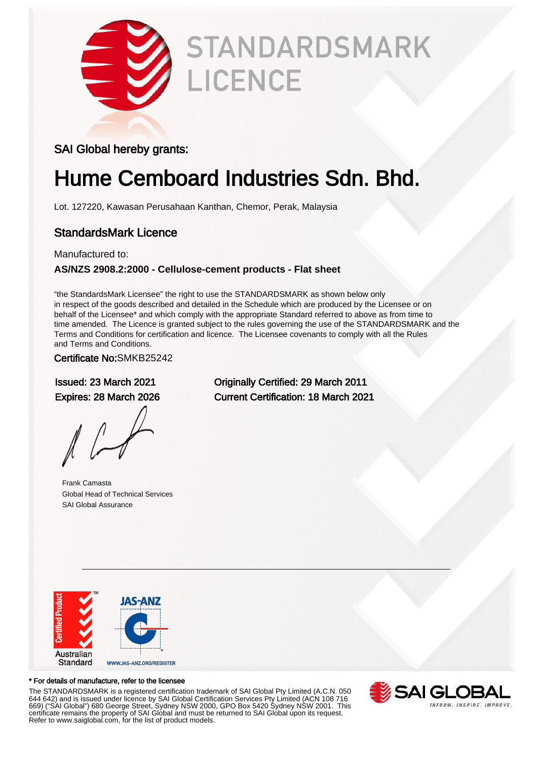# STANDARDSMARK LICENCE

SAI Global hereby grants:

# Hume Cemboard Industries Sdn. Bhd.

Lot. 127220, Kawasan Perusahaan Kanthan, Chemor, Perak, Malaysia

## StandardsMark Licence

Manufactured to:

**AS/NZS 2908.2:2000 - Cellulose-cement products - Flat sheet**

"the StandardsMark Licensee" the right to use the STANDARDSMARK as shown below only in respect of the goods described and detailed in the Schedule which are produced by the Licensee or on behalf of the Licensee* and which comply with the appropriate Standard referred to above as from time to time amended. The Licence is granted subject to the rules governing the use of the STANDARDSMARK and the Terms and Conditions for certification and licence. The Licensee covenants to comply with all the Rules and Terms and Conditions.

Certificate No:SMKB25242

Issued: 23 March 2021
Expires: 28 March 2026

Originally Certified: 29 March 2011
Current Certification: 18 March 2021

Frank Camasta
Global Head of Technical Services
SAI Global Assurance

Certified Product Australian Standard

JAS-ANZ
WWW.JAS-ANZ.ORG/REGISTER

\* For details of manufacture, refer to the licensee

The STANDARDSMARK is a registered certification trademark of SAI Global Pty Limited (A.C.N. 050 644 642) and is issued under licence by SAI Global Certification Services Pty Limited (ACN 108 716 669) ("SAI Global") 680 George Street, Sydney NSW 2000, GPO Box 5420 Sydney NSW 2001. This certificate remains the property of SAI Global and must be returned to SAI Global upon its request. Refer to www.saiglobal.com, for the list of product models.

SAI GLOBAL
INFORM. INSPIRE. IMPROVE.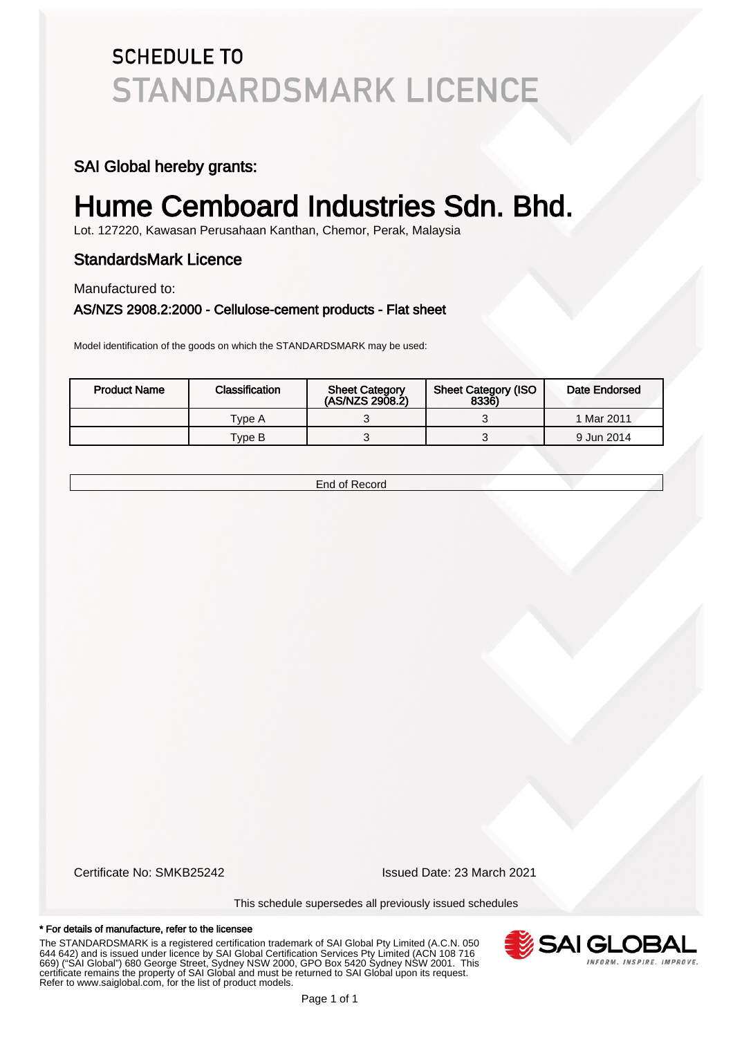# SCHEDULE TO STANDARDSMARK LICENCE

## SAI Global hereby grants:

# Hume Cemboard Industries Sdn. Bhd.

Lot. 127220, Kawasan Perusahaan Kanthan, Chemor, Perak, Malaysia

## StandardsMark Licence

Manufactured to:

### AS/NZS 2908.2:2000 - Cellulose-cement products - Flat sheet

Model identification of the goods on which the STANDARDSMARK may be used:

| Product Name | Classification | Sheet Category (AS/NZS 2908.2) | Sheet Category (ISO 8336) | Date Endorsed |
|---|---|---|---|---|
| | Type A | 3 | 3 | 1 Mar 2011 |
| | Type B | 3 | 3 | 9 Jun 2014 |

End of Record

Certificate No: SMKB25242

Issued Date: 23 March 2021

This schedule supersedes all previously issued schedules

**\* For details of manufacture, refer to the licensee**

The STANDARDSMARK is a registered certification trademark of SAI Global Pty Limited (A.C.N. 050 644 642) and is issued under licence by SAI Global Certification Services Pty Limited (ACN 108 716 669) ("SAI Global") 680 George Street, Sydney NSW 2000, GPO Box 5420 Sydney NSW 2001. This certificate remains the property of SAI Global and must be returned to SAI Global upon its request. Refer to www.saiglobal.com, for the list of product models.

SAI GLOBAL
INFORM. INSPIRE. IMPROVE.